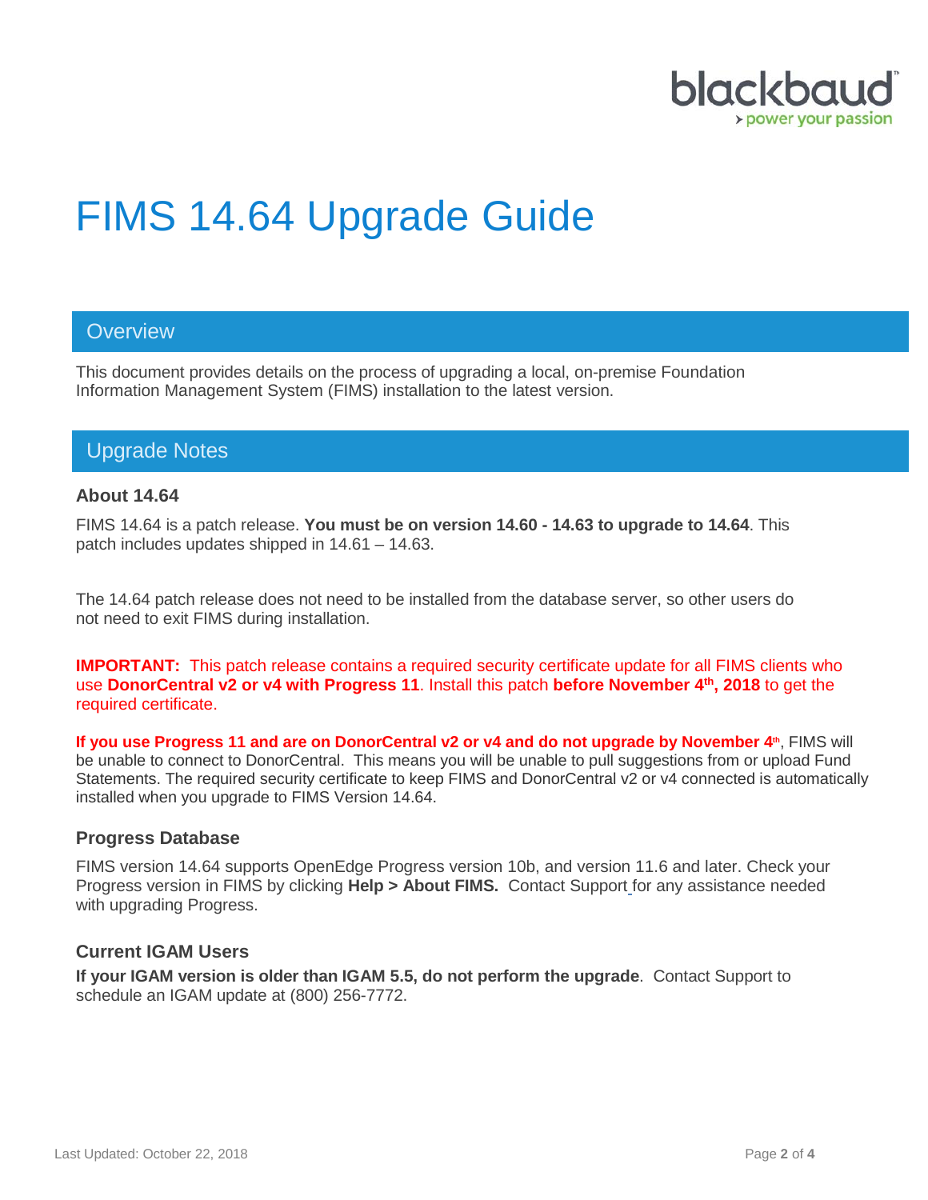# FIMS 14.64 Upgrade Guide

## Overview

This document provides details on the process of upgrading a local, on-premise Foundation Information Management System (FIMS) installation to the latest version.

## Upgrade Notes

### About 14.64

FIMS 14.64 is a patch release. **You must be on version 14.60 - 14.63 to upgrade to 14.64**. This patch includes updates shipped in 14.61 – 14.63.

The 14.64 patch release does not need to be installed from the database server, so other users do not need to exit FIMS during installation.

**IMPORTANT:** This patch release contains a required security certificate update for all FIMS clients who use **DonorCentral v2 or v4 with Progress 11**. Install this patch **before November 4th, 2018** to get the required certificate.

**If you use Progress 11 and are on DonorCentral v2 or v4 and do not upgrade by November 4th**, FIMS will be unable to connect to DonorCentral. This means you will be unable to pull suggestions from or upload Fund Statements. The required security certificate to keep FIMS and DonorCentral v2 or v4 connected is automatically installed when you upgrade to FIMS Version 14.64.

### Progress Database

FIMS version 14.64 supports OpenEdge Progress version 10b, and version 11.6 and later. Check your Progress version in FIMS by clicking **Help > About FIMS.** Contact Support for any assistance needed with upgrading Progress.

### Current IGAM Users

**If your IGAM version is older than IGAM 5.5, do not perform the upgrade**. Contact Support to schedule an IGAM update at (800) 256-7772.

Last Updated: October 22, 2018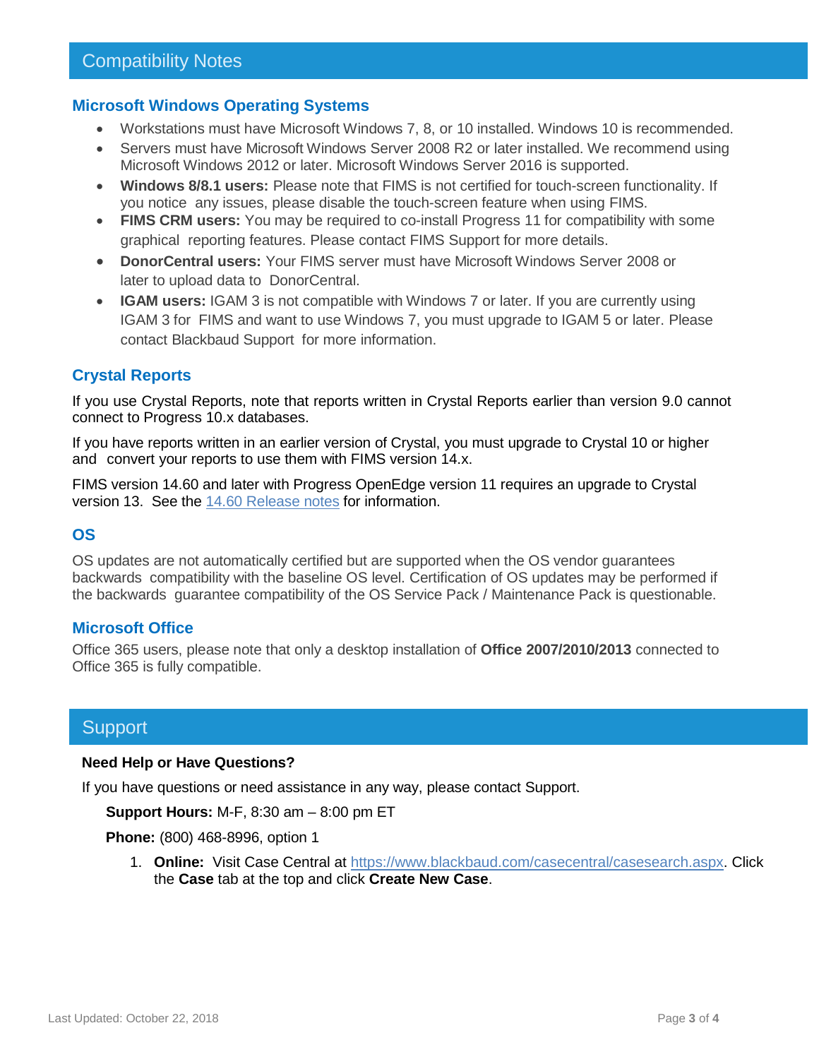## Compatibility Notes

### Microsoft Windows Operating Systems

- Workstations must have Microsoft Windows 7, 8, or 10 installed. Windows 10 is recommended.
- Servers must have Microsoft Windows Server 2008 R2 or later installed. We recommend using Microsoft Windows 2012 or later. Microsoft Windows Server 2016 is supported.
- **Windows 8/8.1 users:** Please note that FIMS is not certified for touch-screen functionality. If you notice any issues, please disable the touch-screen feature when using FIMS.
- **FIMS CRM users:** You may be required to co-install Progress 11 for compatibility with some graphical reporting features. Please contact FIMS Support for more details.
- **DonorCentral users:** Your FIMS server must have Microsoft Windows Server 2008 or later to upload data to DonorCentral.
- **IGAM users:** IGAM 3 is not compatible with Windows 7 or later. If you are currently using IGAM 3 for FIMS and want to use Windows 7, you must upgrade to IGAM 5 or later. Please contact Blackbaud Support for more information.

### Crystal Reports

If you use Crystal Reports, note that reports written in Crystal Reports earlier than version 9.0 cannot connect to Progress 10.x databases.

If you have reports written in an earlier version of Crystal, you must upgrade to Crystal 10 or higher and convert your reports to use them with FIMS version 14.x.

FIMS version 14.60 and later with Progress OpenEdge version 11 requires an upgrade to Crystal version 13. See the 14.60 Release notes for information.

### OS

OS updates are not automatically certified but are supported when the OS vendor guarantees backwards compatibility with the baseline OS level. Certification of OS updates may be performed if the backwards guarantee compatibility of the OS Service Pack / Maintenance Pack is questionable.

### Microsoft Office

Office 365 users, please note that only a desktop installation of **Office 2007/2010/2013** connected to Office 365 is fully compatible.

## Support

**Need Help or Have Questions?**

If you have questions or need assistance in any way, please contact Support.

**Support Hours:** M-F, 8:30 am – 8:00 pm ET

**Phone:** (800) 468-8996, option 1

1. **Online:** Visit Case Central at https://www.blackbaud.com/casecentral/casesearch.aspx. Click the **Case** tab at the top and click **Create New Case**.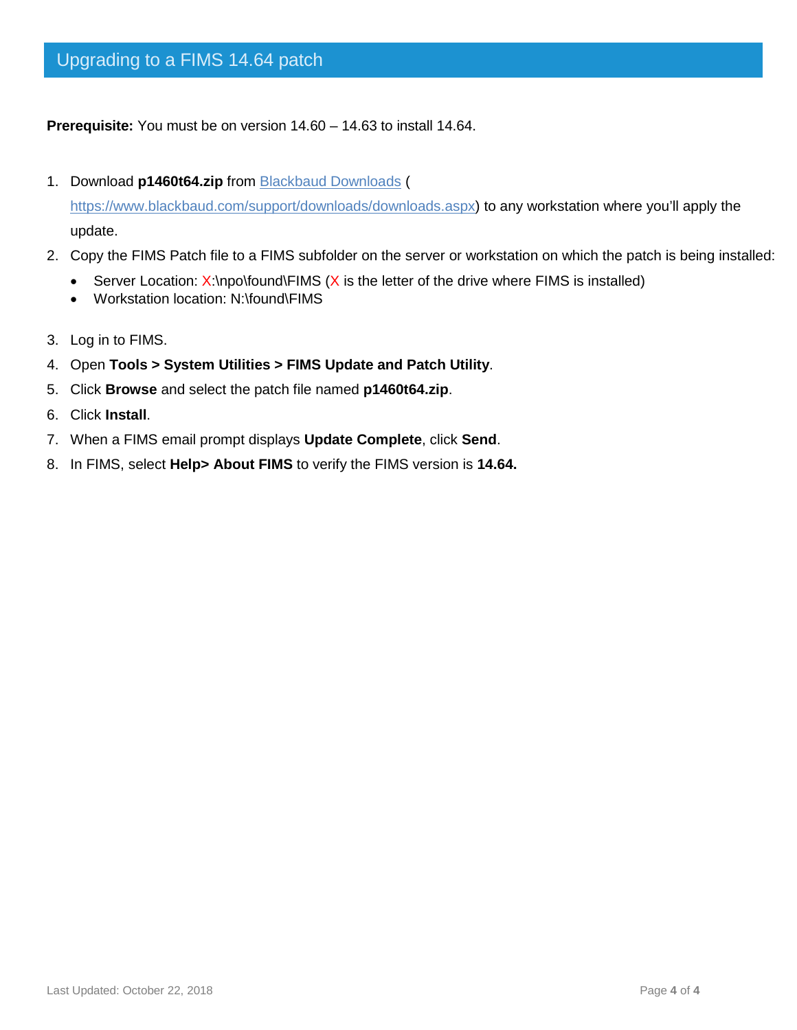## Upgrading to a FIMS 14.64 patch

**Prerequisite:** You must be on version 14.60 – 14.63 to install 14.64.

1. Download **p1460t64.zip** from [Blackbaud Downloads](https://www.blackbaud.com/support/downloads/downloads.aspx) (https://www.blackbaud.com/support/downloads/downloads.aspx) to any workstation where you'll apply the update.
2. Copy the FIMS Patch file to a FIMS subfolder on the server or workstation on which the patch is being installed:
   - Server Location: X:\npo\found\FIMS (X is the letter of the drive where FIMS is installed)
   - Workstation location: N:\found\FIMS
3. Log in to FIMS.
4. Open **Tools > System Utilities > FIMS Update and Patch Utility**.
5. Click **Browse** and select the patch file named **p1460t64.zip**.
6. Click **Install**.
7. When a FIMS email prompt displays **Update Complete**, click **Send**.
8. In FIMS, select **Help> About FIMS** to verify the FIMS version is **14.64.**

Last Updated: October 22, 2018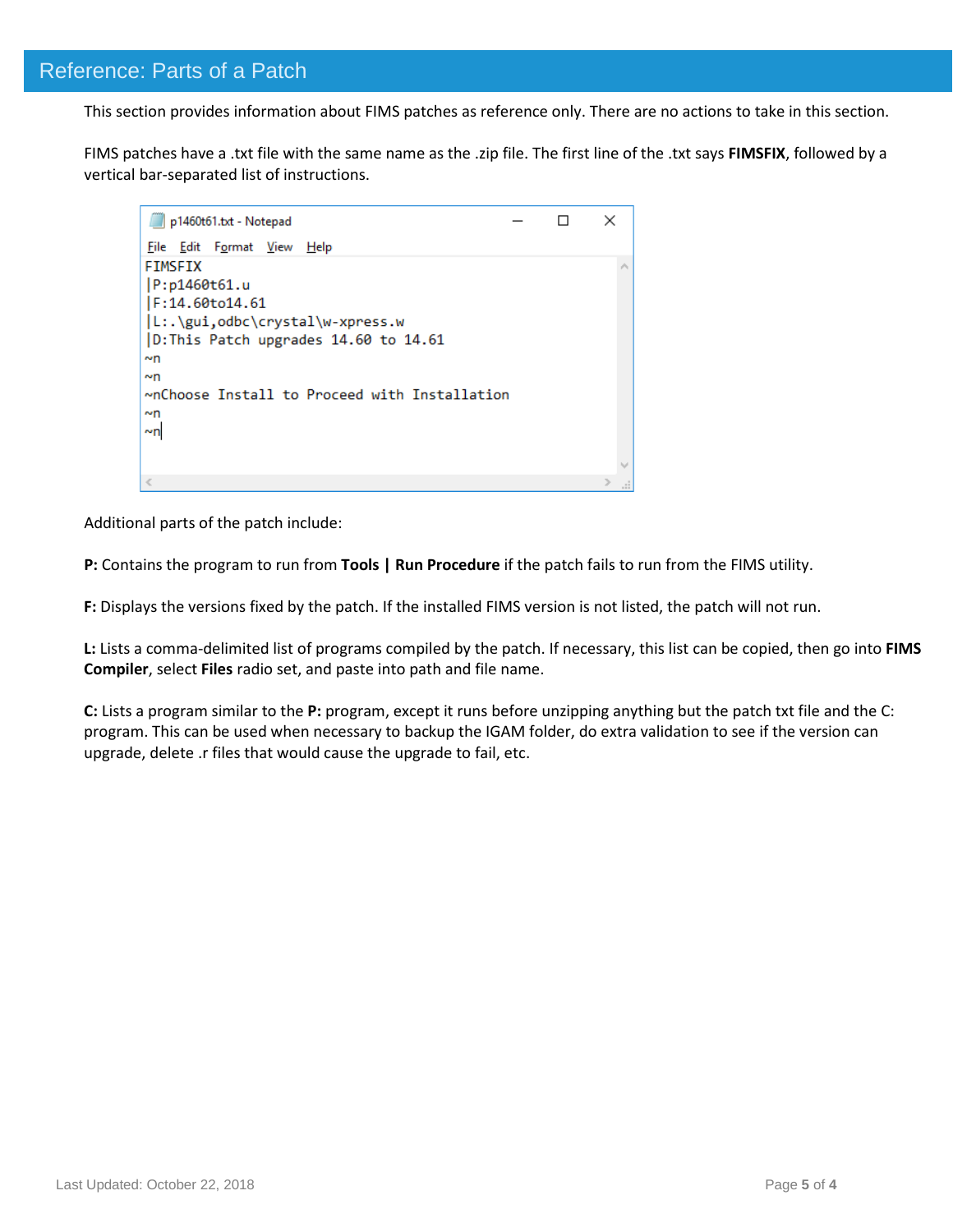## Reference: Parts of a Patch

This section provides information about FIMS patches as reference only. There are no actions to take in this section.

FIMS patches have a .txt file with the same name as the .zip file. The first line of the .txt says **FIMSFIX**, followed by a vertical bar-separated list of instructions.

```
FIMSFIX
|P:p1460t61.u
|F:14.60to14.61
|L:.\gui,odbc\crystal\w-xpress.w
|D:This Patch upgrades 14.60 to 14.61
~n
~n
~nChoose Install to Proceed with Installation
~n
~n
```

Additional parts of the patch include:

**P:** Contains the program to run from **Tools | Run Procedure** if the patch fails to run from the FIMS utility.

**F:** Displays the versions fixed by the patch. If the installed FIMS version is not listed, the patch will not run.

**L:** Lists a comma-delimited list of programs compiled by the patch. If necessary, this list can be copied, then go into **FIMS Compiler**, select **Files** radio set, and paste into path and file name.

**C:** Lists a program similar to the **P:** program, except it runs before unzipping anything but the patch txt file and the C: program. This can be used when necessary to backup the IGAM folder, do extra validation to see if the version can upgrade, delete .r files that would cause the upgrade to fail, etc.